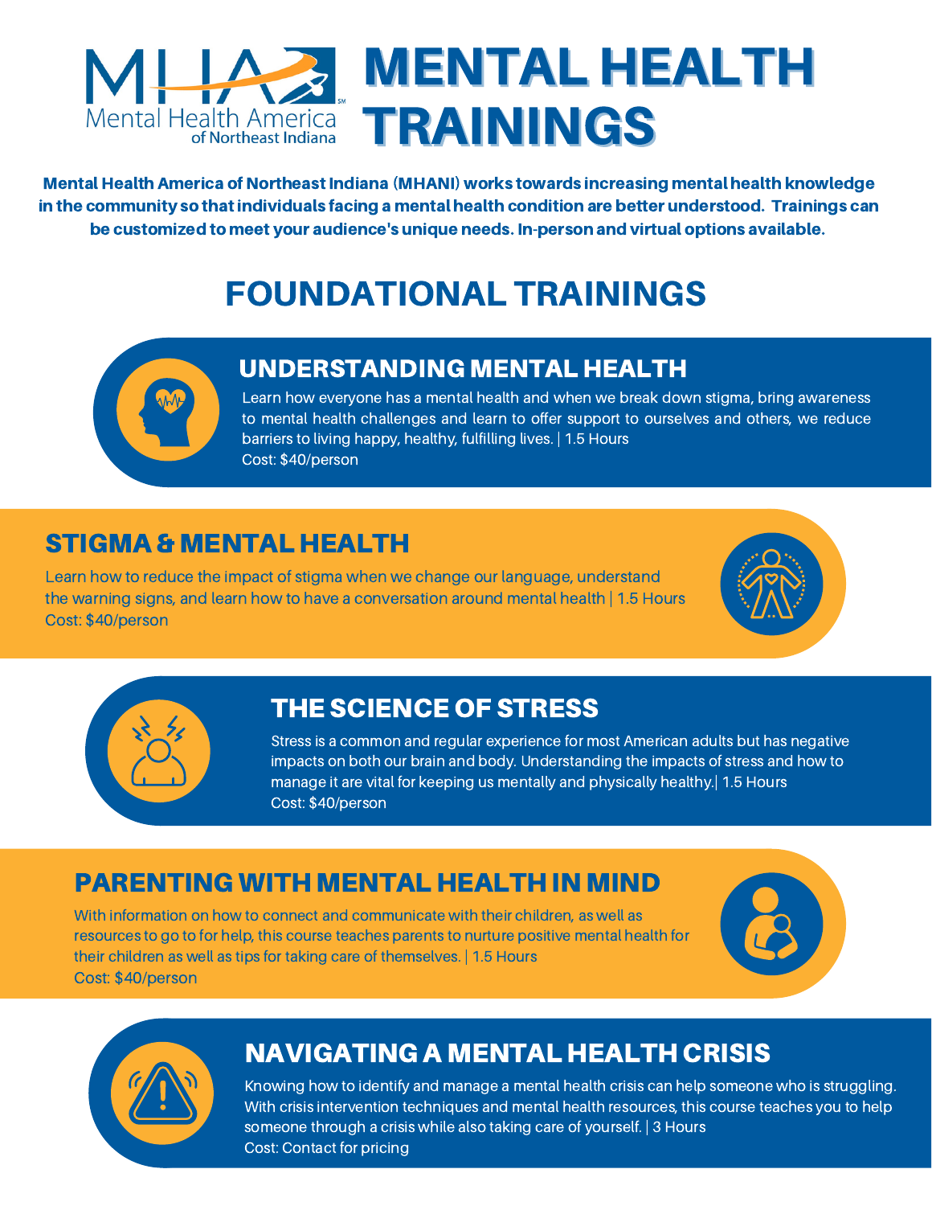# MENTAL HEALTH TRAININGS

Mental Health America of Northeast Indiana

**Mental Health America of Northeast Indiana (MHANI) works towards increasing mental health knowledge in the community so that individuals facing a mental health condition are better understood. Trainings can be customized to meet your audience's unique needs. In-person and virtual options available.**

## FOUNDATIONAL TRAININGS

### UNDERSTANDING MENTAL HEALTH

Learn how everyone has a mental health and when we break down stigma, bring awareness to mental health challenges and learn to offer support to ourselves and others, we reduce barriers to living happy, healthy, fulfilling lives. | 1.5 Hours
Cost: $40/person

### STIGMA & MENTAL HEALTH

Learn how to reduce the impact of stigma when we change our language, understand the warning signs, and learn how to have a conversation around mental health | 1.5 Hours
Cost: $40/person

### THE SCIENCE OF STRESS

Stress is a common and regular experience for most American adults but has negative impacts on both our brain and body. Understanding the impacts of stress and how to manage it are vital for keeping us mentally and physically healthy.| 1.5 Hours
Cost: $40/person

### PARENTING WITH MENTAL HEALTH IN MIND

With information on how to connect and communicate with their children, as well as resources to go to for help, this course teaches parents to nurture positive mental health for their children as well as tips for taking care of themselves. | 1.5 Hours
Cost: $40/person

### NAVIGATING A MENTAL HEALTH CRISIS

Knowing how to identify and manage a mental health crisis can help someone who is struggling. With crisis intervention techniques and mental health resources, this course teaches you to help someone through a crisis while also taking care of yourself. | 3 Hours
Cost: Contact for pricing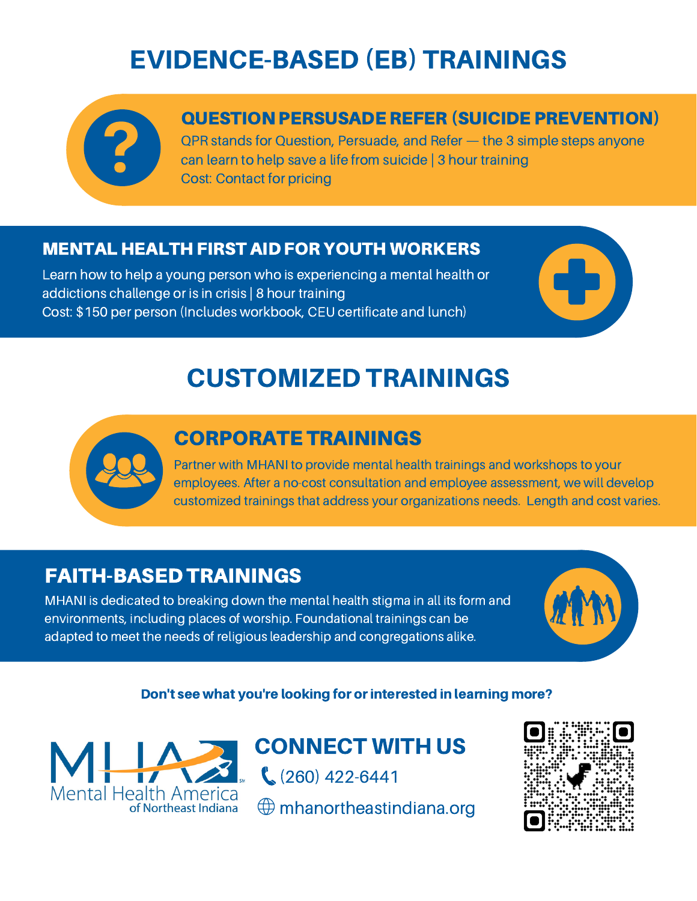# EVIDENCE-BASED (EB) TRAININGS

## QUESTION PERSUSADE REFER (SUICIDE PREVENTION)

QPR stands for Question, Persuade, and Refer — the 3 simple steps anyone can learn to help save a life from suicide | 3 hour training

Cost: Contact for pricing

## MENTAL HEALTH FIRST AID FOR YOUTH WORKERS

Learn how to help a young person who is experiencing a mental health or addictions challenge or is in crisis | 8 hour training

Cost: $150 per person (Includes workbook, CEU certificate and lunch)

# CUSTOMIZED TRAININGS

## CORPORATE TRAININGS

Partner with MHANI to provide mental health trainings and workshops to your employees. After a no-cost consultation and employee assessment, we will develop customized trainings that address your organizations needs. Length and cost varies.

## FAITH-BASED TRAININGS

MHANI is dedicated to breaking down the mental health stigma in all its form and environments, including places of worship. Foundational trainings can be adapted to meet the needs of religious leadership and congregations alike.

**Don't see what you're looking for or interested in learning more?**

MHA Mental Health America of Northeast Indiana

## CONNECT WITH US

(260) 422-6441

mhanortheastindiana.org